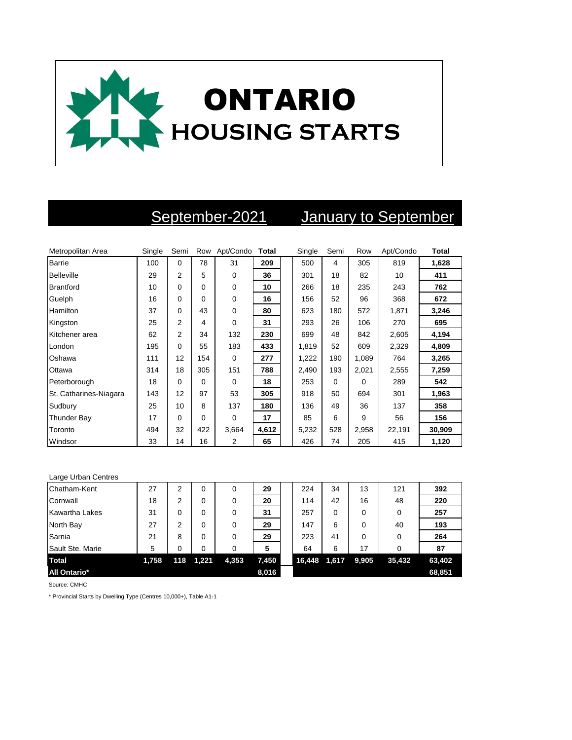# ONTARIO HOUSING STARTS

| | September-2021 | | | | | January to September | | | | |
|---|---|---|---|---|---|---|---|---|---|---|
| Metropolitan Area | Single | Semi | Row | Apt/Condo | **Total** | Single | Semi | Row | Apt/Condo | **Total** |
| Barrie | 100 | 0 | 78 | 31 | **209** | 500 | 4 | 305 | 819 | **1,628** |
| Belleville | 29 | 2 | 5 | 0 | **36** | 301 | 18 | 82 | 10 | **411** |
| Brantford | 10 | 0 | 0 | 0 | **10** | 266 | 18 | 235 | 243 | **762** |
| Guelph | 16 | 0 | 0 | 0 | **16** | 156 | 52 | 96 | 368 | **672** |
| Hamilton | 37 | 0 | 43 | 0 | **80** | 623 | 180 | 572 | 1,871 | **3,246** |
| Kingston | 25 | 2 | 4 | 0 | **31** | 293 | 26 | 106 | 270 | **695** |
| Kitchener area | 62 | 2 | 34 | 132 | **230** | 699 | 48 | 842 | 2,605 | **4,194** |
| London | 195 | 0 | 55 | 183 | **433** | 1,819 | 52 | 609 | 2,329 | **4,809** |
| Oshawa | 111 | 12 | 154 | 0 | **277** | 1,222 | 190 | 1,089 | 764 | **3,265** |
| Ottawa | 314 | 18 | 305 | 151 | **788** | 2,490 | 193 | 2,021 | 2,555 | **7,259** |
| Peterborough | 18 | 0 | 0 | 0 | **18** | 253 | 0 | 0 | 289 | **542** |
| St. Catharines-Niagara | 143 | 12 | 97 | 53 | **305** | 918 | 50 | 694 | 301 | **1,963** |
| Sudbury | 25 | 10 | 8 | 137 | **180** | 136 | 49 | 36 | 137 | **358** |
| Thunder Bay | 17 | 0 | 0 | 0 | **17** | 85 | 6 | 9 | 56 | **156** |
| Toronto | 494 | 32 | 422 | 3,664 | **4,612** | 5,232 | 528 | 2,958 | 22,191 | **30,909** |
| Windsor | 33 | 14 | 16 | 2 | **65** | 426 | 74 | 205 | 415 | **1,120** |
| Large Urban Centres | | | | | | | | | | |
| Chatham-Kent | 27 | 2 | 0 | 0 | **29** | 224 | 34 | 13 | 121 | **392** |
| Cornwall | 18 | 2 | 0 | 0 | **20** | 114 | 42 | 16 | 48 | **220** |
| Kawartha Lakes | 31 | 0 | 0 | 0 | **31** | 257 | 0 | 0 | 0 | **257** |
| North Bay | 27 | 2 | 0 | 0 | **29** | 147 | 6 | 0 | 40 | **193** |
| Sarnia | 21 | 8 | 0 | 0 | **29** | 223 | 41 | 0 | 0 | **264** |
| Sault Ste. Marie | 5 | 0 | 0 | 0 | **5** | 64 | 6 | 17 | 0 | **87** |
| **Total** | **1,758** | **118** | **1,221** | **4,353** | **7,450** | **16,448** | **1,617** | **9,905** | **35,432** | **63,402** |
| **All Ontario*** | | | | | **8,016** | | | | | **68,851** |

Source: CMHC

* Provincial Starts by Dwelling Type (Centres 10,000+), Table A1-1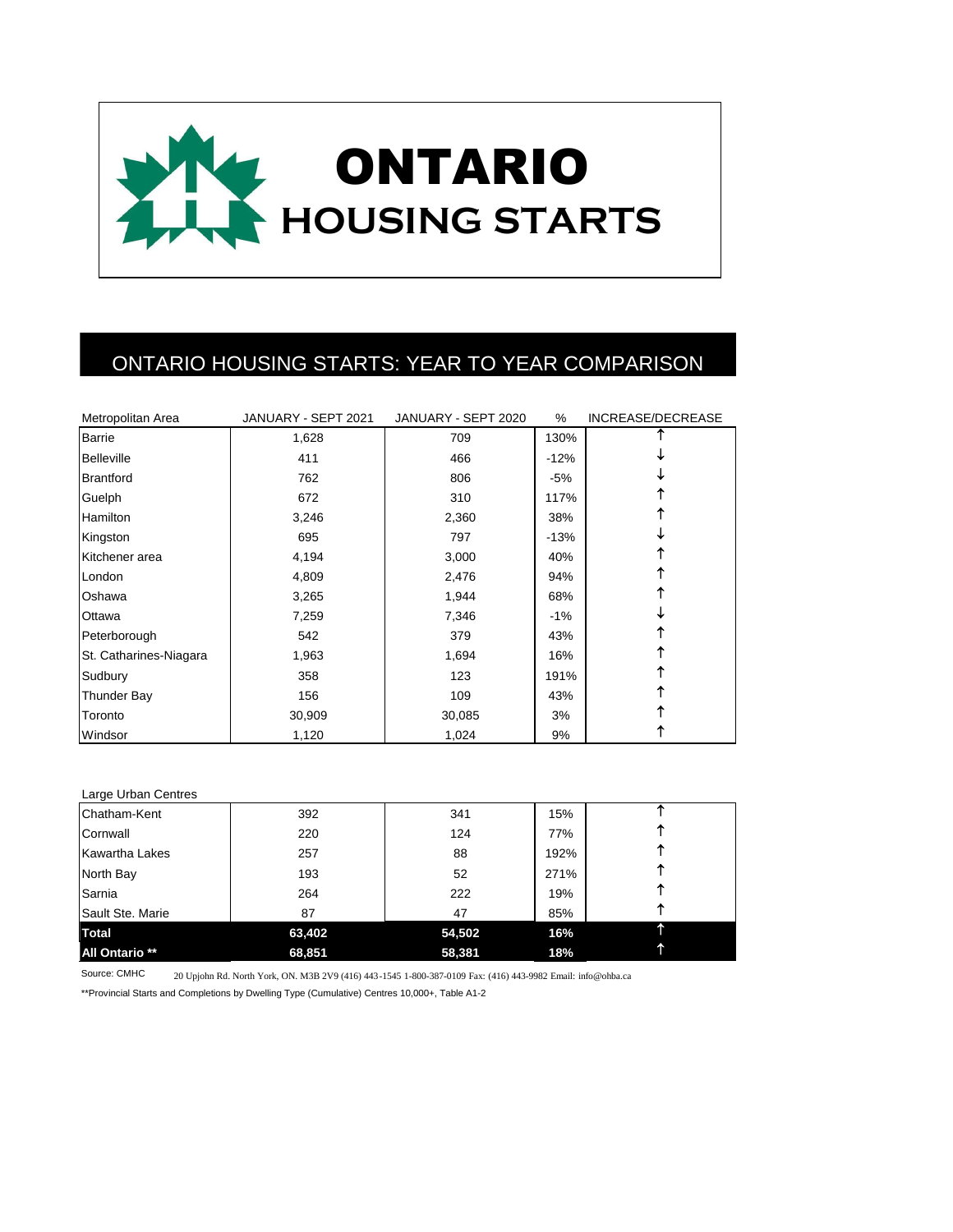# ONTARIO
## HOUSING STARTS

## ONTARIO HOUSING STARTS: YEAR TO YEAR COMPARISON

| Metropolitan Area | JANUARY - SEPT 2021 | JANUARY - SEPT 2020 | % | INCREASE/DECREASE |
|---|---|---|---|---|
| Barrie | 1,628 | 709 | 130% | ↑ |
| Belleville | 411 | 466 | -12% | ↓ |
| Brantford | 762 | 806 | -5% | ↓ |
| Guelph | 672 | 310 | 117% | ↑ |
| Hamilton | 3,246 | 2,360 | 38% | ↑ |
| Kingston | 695 | 797 | -13% | ↓ |
| Kitchener area | 4,194 | 3,000 | 40% | ↑ |
| London | 4,809 | 2,476 | 94% | ↑ |
| Oshawa | 3,265 | 1,944 | 68% | ↑ |
| Ottawa | 7,259 | 7,346 | -1% | ↓ |
| Peterborough | 542 | 379 | 43% | ↑ |
| St. Catharines-Niagara | 1,963 | 1,694 | 16% | ↑ |
| Sudbury | 358 | 123 | 191% | ↑ |
| Thunder Bay | 156 | 109 | 43% | ↑ |
| Toronto | 30,909 | 30,085 | 3% | ↑ |
| Windsor | 1,120 | 1,024 | 9% | ↑ |
| **Large Urban Centres** | | | | |
| Chatham-Kent | 392 | 341 | 15% | ↑ |
| Cornwall | 220 | 124 | 77% | ↑ |
| Kawartha Lakes | 257 | 88 | 192% | ↑ |
| North Bay | 193 | 52 | 271% | ↑ |
| Sarnia | 264 | 222 | 19% | ↑ |
| Sault Ste. Marie | 87 | 47 | 85% | ↑ |
| **Total** | **63,402** | **54,502** | **16%** | ↑ |
| **All Ontario \*\*** | **68,851** | **58,381** | **18%** | ↑ |

Source: CMHC  20 Upjohn Rd. North York, ON. M3B 2V9 (416) 443-1545 1-800-387-0109 Fax: (416) 443-9982 Email: info@ohba.ca

**Provincial Starts and Completions by Dwelling Type (Cumulative) Centres 10,000+, Table A1-2